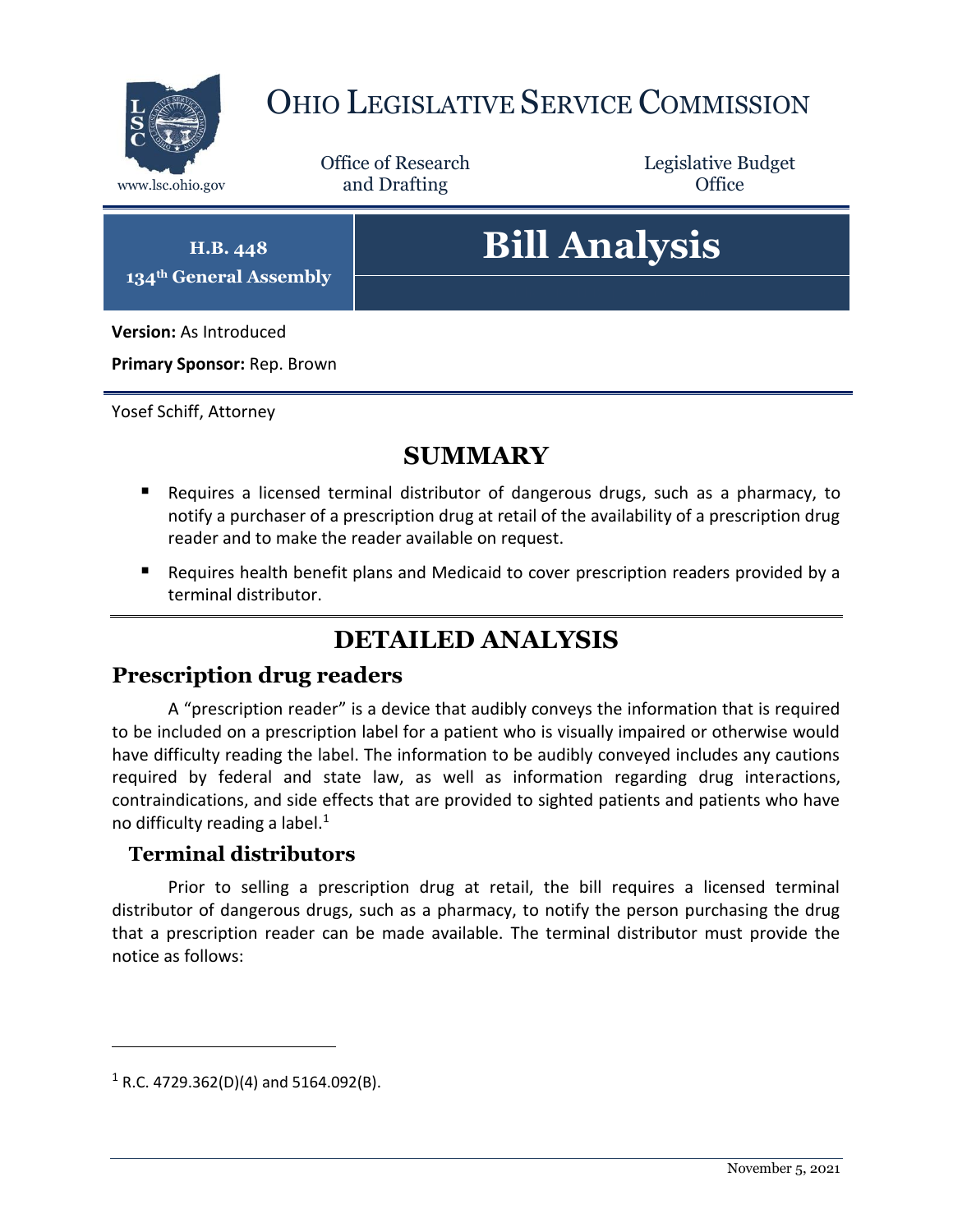# OHIO LEGISLATIVE SERVICE COMMISSION

www.lsc.ohio.gov

Office of Research and Drafting

Legislative Budget Office

**H.B. 448**
**134th General Assembly**

# Bill Analysis

**Version:** As Introduced

**Primary Sponsor:** Rep. Brown

Yosef Schiff, Attorney

## SUMMARY

- Requires a licensed terminal distributor of dangerous drugs, such as a pharmacy, to notify a purchaser of a prescription drug at retail of the availability of a prescription drug reader and to make the reader available on request.
- Requires health benefit plans and Medicaid to cover prescription readers provided by a terminal distributor.

## DETAILED ANALYSIS

## Prescription drug readers

A "prescription reader" is a device that audibly conveys the information that is required to be included on a prescription label for a patient who is visually impaired or otherwise would have difficulty reading the label. The information to be audibly conveyed includes any cautions required by federal and state law, as well as information regarding drug interactions, contraindications, and side effects that are provided to sighted patients and patients who have no difficulty reading a label.[1]

### Terminal distributors

Prior to selling a prescription drug at retail, the bill requires a licensed terminal distributor of dangerous drugs, such as a pharmacy, to notify the person purchasing the drug that a prescription reader can be made available. The terminal distributor must provide the notice as follows:

[1] R.C. 4729.362(D)(4) and 5164.092(B).

November 5, 2021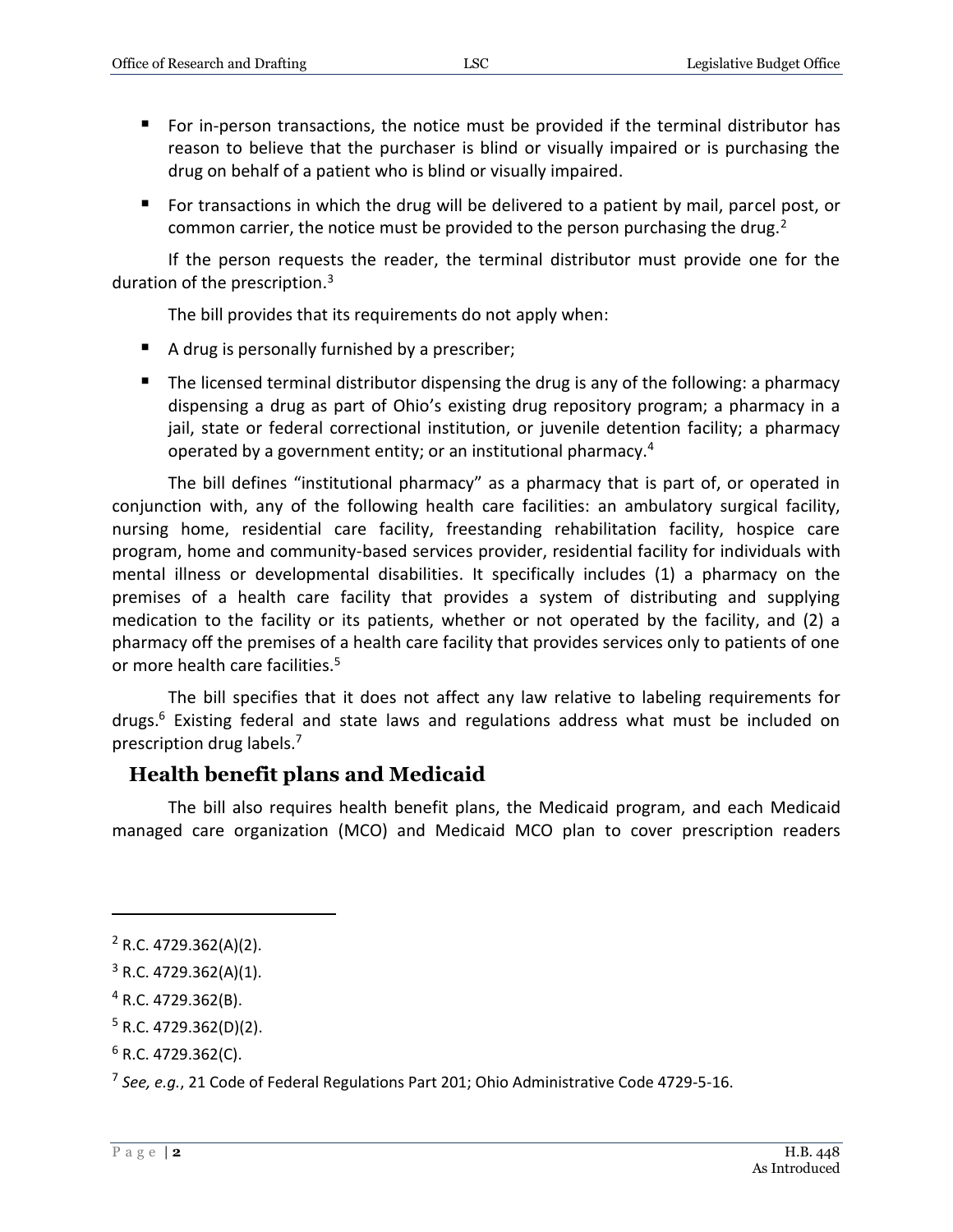- For in-person transactions, the notice must be provided if the terminal distributor has reason to believe that the purchaser is blind or visually impaired or is purchasing the drug on behalf of a patient who is blind or visually impaired.
- For transactions in which the drug will be delivered to a patient by mail, parcel post, or common carrier, the notice must be provided to the person purchasing the drug.[2]

If the person requests the reader, the terminal distributor must provide one for the duration of the prescription.[3]

The bill provides that its requirements do not apply when:

- A drug is personally furnished by a prescriber;
- The licensed terminal distributor dispensing the drug is any of the following: a pharmacy dispensing a drug as part of Ohio's existing drug repository program; a pharmacy in a jail, state or federal correctional institution, or juvenile detention facility; a pharmacy operated by a government entity; or an institutional pharmacy.[4]

The bill defines "institutional pharmacy" as a pharmacy that is part of, or operated in conjunction with, any of the following health care facilities: an ambulatory surgical facility, nursing home, residential care facility, freestanding rehabilitation facility, hospice care program, home and community-based services provider, residential facility for individuals with mental illness or developmental disabilities. It specifically includes (1) a pharmacy on the premises of a health care facility that provides a system of distributing and supplying medication to the facility or its patients, whether or not operated by the facility, and (2) a pharmacy off the premises of a health care facility that provides services only to patients of one or more health care facilities.[5]

The bill specifies that it does not affect any law relative to labeling requirements for drugs.[6] Existing federal and state laws and regulations address what must be included on prescription drug labels.[7]

## Health benefit plans and Medicaid

The bill also requires health benefit plans, the Medicaid program, and each Medicaid managed care organization (MCO) and Medicaid MCO plan to cover prescription readers

---

[2] R.C. 4729.362(A)(2).

[3] R.C. 4729.362(A)(1).

[4] R.C. 4729.362(B).

[5] R.C. 4729.362(D)(2).

[6] R.C. 4729.362(C).

[7] *See, e.g.*, 21 Code of Federal Regulations Part 201; Ohio Administrative Code 4729-5-16.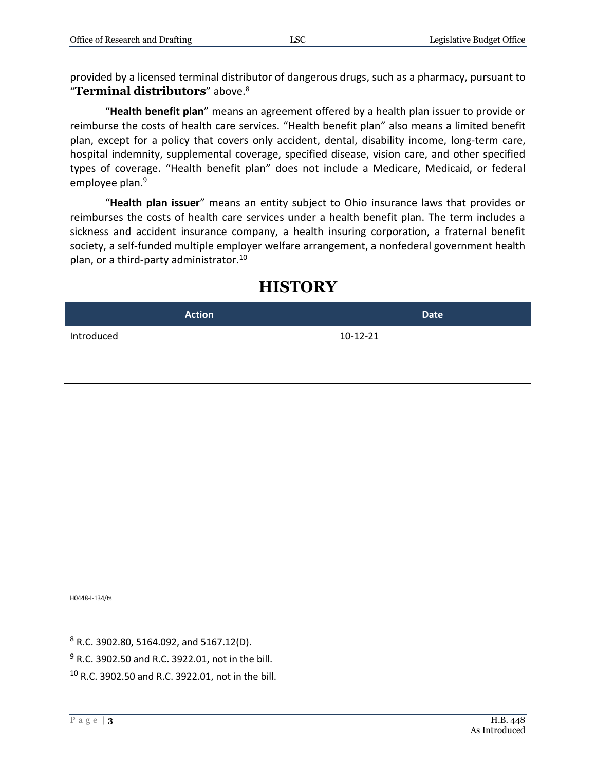provided by a licensed terminal distributor of dangerous drugs, such as a pharmacy, pursuant to "**Terminal distributors**" above.[8]

"**Health benefit plan**" means an agreement offered by a health plan issuer to provide or reimburse the costs of health care services. "Health benefit plan" also means a limited benefit plan, except for a policy that covers only accident, dental, disability income, long-term care, hospital indemnity, supplemental coverage, specified disease, vision care, and other specified types of coverage. "Health benefit plan" does not include a Medicare, Medicaid, or federal employee plan.[9]

"**Health plan issuer**" means an entity subject to Ohio insurance laws that provides or reimburses the costs of health care services under a health benefit plan. The term includes a sickness and accident insurance company, a health insuring corporation, a fraternal benefit society, a self-funded multiple employer welfare arrangement, a nonfederal government health plan, or a third-party administrator.[10]

# HISTORY

| Action | Date |
|---|---|
| Introduced | 10-12-21 |

H0448-I-134/ts

[8] R.C. 3902.80, 5164.092, and 5167.12(D).

[9] R.C. 3902.50 and R.C. 3922.01, not in the bill.

[10] R.C. 3902.50 and R.C. 3922.01, not in the bill.